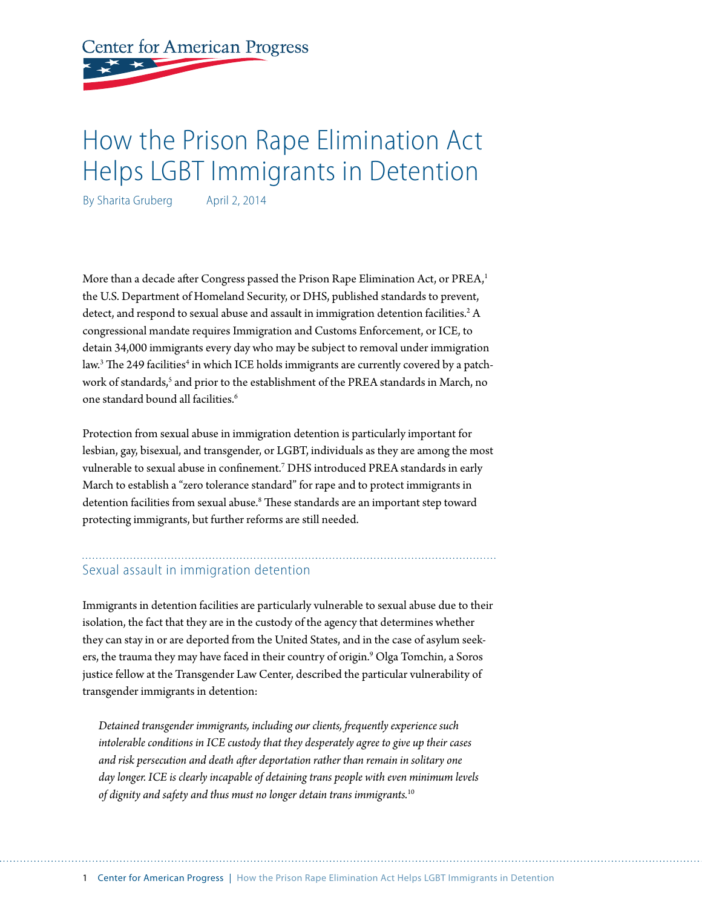Center for American Progress

# How the Prison Rape Elimination Act Helps LGBT Immigrants in Detention

By Sharita Gruberg April 2, 2014

More than a decade after Congress passed the Prison Rape Elimination Act, or PREA,[1] the U.S. Department of Homeland Security, or DHS, published standards to prevent, detect, and respond to sexual abuse and assault in immigration detention facilities.[2] A congressional mandate requires Immigration and Customs Enforcement, or ICE, to detain 34,000 immigrants every day who may be subject to removal under immigration law.[3] The 249 facilities[4] in which ICE holds immigrants are currently covered by a patchwork of standards,[5] and prior to the establishment of the PREA standards in March, no one standard bound all facilities.[6]

Protection from sexual abuse in immigration detention is particularly important for lesbian, gay, bisexual, and transgender, or LGBT, individuals as they are among the most vulnerable to sexual abuse in confinement.[7] DHS introduced PREA standards in early March to establish a "zero tolerance standard" for rape and to protect immigrants in detention facilities from sexual abuse.[8] These standards are an important step toward protecting immigrants, but further reforms are still needed.

## Sexual assault in immigration detention

Immigrants in detention facilities are particularly vulnerable to sexual abuse due to their isolation, the fact that they are in the custody of the agency that determines whether they can stay in or are deported from the United States, and in the case of asylum seekers, the trauma they may have faced in their country of origin.[9] Olga Tomchin, a Soros justice fellow at the Transgender Law Center, described the particular vulnerability of transgender immigrants in detention:

> *Detained transgender immigrants, including our clients, frequently experience such intolerable conditions in ICE custody that they desperately agree to give up their cases and risk persecution and death after deportation rather than remain in solitary one day longer. ICE is clearly incapable of detaining trans people with even minimum levels of dignity and safety and thus must no longer detain trans immigrants.*[10]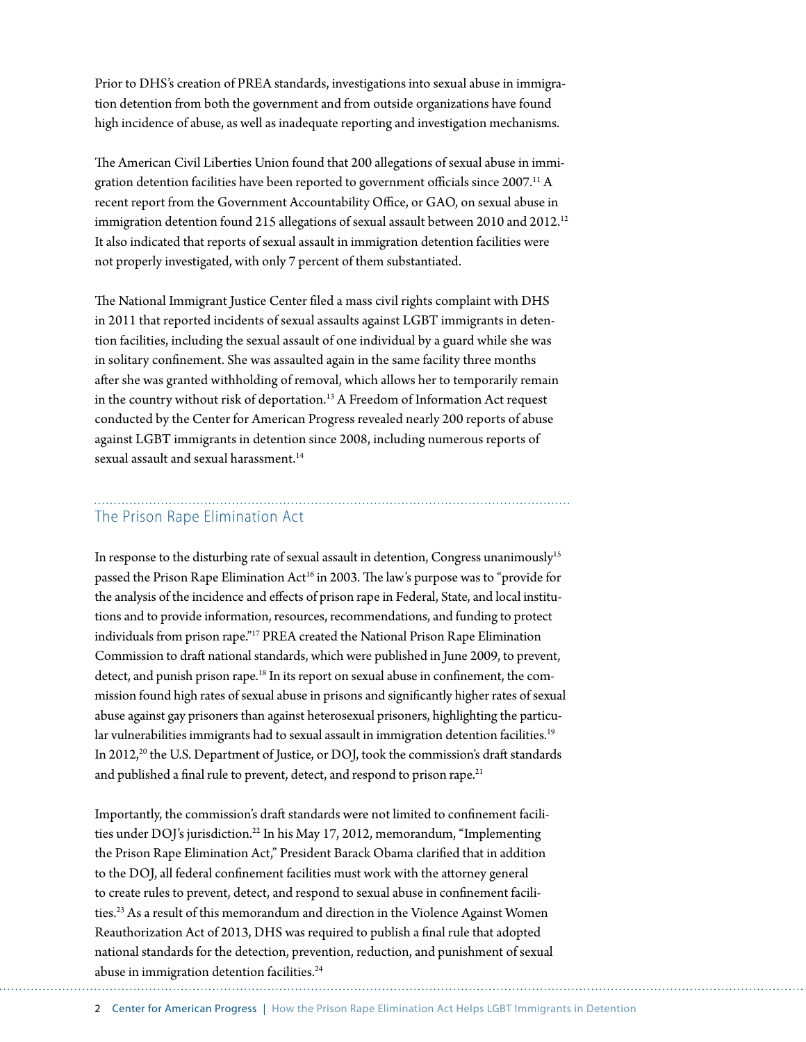Prior to DHS's creation of PREA standards, investigations into sexual abuse in immigration detention from both the government and from outside organizations have found high incidence of abuse, as well as inadequate reporting and investigation mechanisms.

The American Civil Liberties Union found that 200 allegations of sexual abuse in immigration detention facilities have been reported to government officials since 2007.[11] A recent report from the Government Accountability Office, or GAO, on sexual abuse in immigration detention found 215 allegations of sexual assault between 2010 and 2012.[12] It also indicated that reports of sexual assault in immigration detention facilities were not properly investigated, with only 7 percent of them substantiated.

The National Immigrant Justice Center filed a mass civil rights complaint with DHS in 2011 that reported incidents of sexual assaults against LGBT immigrants in detention facilities, including the sexual assault of one individual by a guard while she was in solitary confinement. She was assaulted again in the same facility three months after she was granted withholding of removal, which allows her to temporarily remain in the country without risk of deportation.[13] A Freedom of Information Act request conducted by the Center for American Progress revealed nearly 200 reports of abuse against LGBT immigrants in detention since 2008, including numerous reports of sexual assault and sexual harassment.[14]

## The Prison Rape Elimination Act

In response to the disturbing rate of sexual assault in detention, Congress unanimously[15] passed the Prison Rape Elimination Act[16] in 2003. The law's purpose was to "provide for the analysis of the incidence and effects of prison rape in Federal, State, and local institutions and to provide information, resources, recommendations, and funding to protect individuals from prison rape."[17] PREA created the National Prison Rape Elimination Commission to draft national standards, which were published in June 2009, to prevent, detect, and punish prison rape.[18] In its report on sexual abuse in confinement, the commission found high rates of sexual abuse in prisons and significantly higher rates of sexual abuse against gay prisoners than against heterosexual prisoners, highlighting the particular vulnerabilities immigrants had to sexual assault in immigration detention facilities.[19] In 2012,[20] the U.S. Department of Justice, or DOJ, took the commission's draft standards and published a final rule to prevent, detect, and respond to prison rape.[21]

Importantly, the commission's draft standards were not limited to confinement facilities under DOJ's jurisdiction.[22] In his May 17, 2012, memorandum, "Implementing the Prison Rape Elimination Act," President Barack Obama clarified that in addition to the DOJ, all federal confinement facilities must work with the attorney general to create rules to prevent, detect, and respond to sexual abuse in confinement facilities.[23] As a result of this memorandum and direction in the Violence Against Women Reauthorization Act of 2013, DHS was required to publish a final rule that adopted national standards for the detection, prevention, reduction, and punishment of sexual abuse in immigration detention facilities.[24]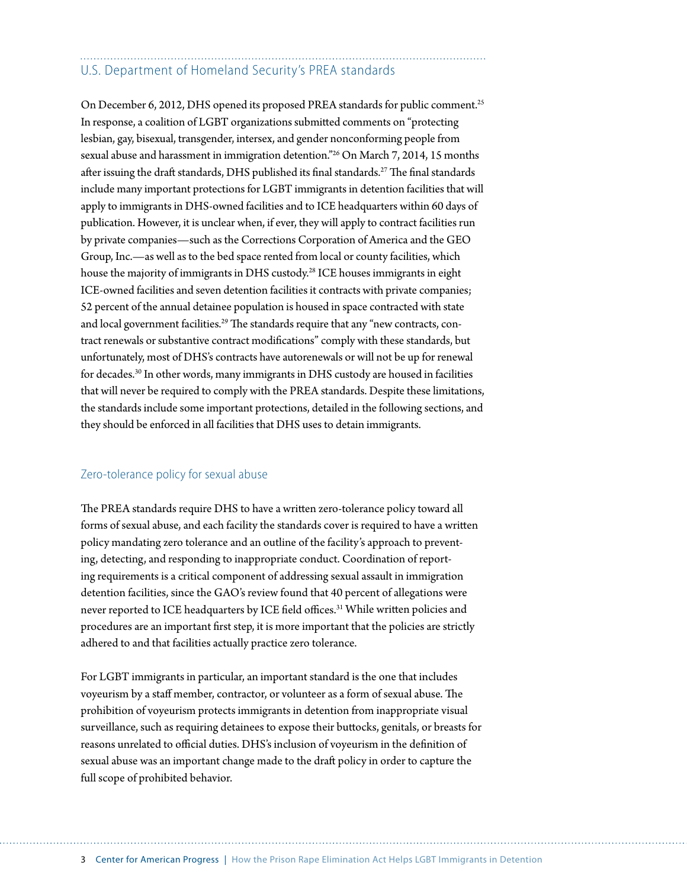## U.S. Department of Homeland Security's PREA standards

On December 6, 2012, DHS opened its proposed PREA standards for public comment.[25] In response, a coalition of LGBT organizations submitted comments on "protecting lesbian, gay, bisexual, transgender, intersex, and gender nonconforming people from sexual abuse and harassment in immigration detention."[26] On March 7, 2014, 15 months after issuing the draft standards, DHS published its final standards.[27] The final standards include many important protections for LGBT immigrants in detention facilities that will apply to immigrants in DHS-owned facilities and to ICE headquarters within 60 days of publication. However, it is unclear when, if ever, they will apply to contract facilities run by private companies—such as the Corrections Corporation of America and the GEO Group, Inc.—as well as to the bed space rented from local or county facilities, which house the majority of immigrants in DHS custody.[28] ICE houses immigrants in eight ICE-owned facilities and seven detention facilities it contracts with private companies; 52 percent of the annual detainee population is housed in space contracted with state and local government facilities.[29] The standards require that any "new contracts, contract renewals or substantive contract modifications" comply with these standards, but unfortunately, most of DHS's contracts have autorenewals or will not be up for renewal for decades.[30] In other words, many immigrants in DHS custody are housed in facilities that will never be required to comply with the PREA standards. Despite these limitations, the standards include some important protections, detailed in the following sections, and they should be enforced in all facilities that DHS uses to detain immigrants.

### Zero-tolerance policy for sexual abuse

The PREA standards require DHS to have a written zero-tolerance policy toward all forms of sexual abuse, and each facility the standards cover is required to have a written policy mandating zero tolerance and an outline of the facility's approach to preventing, detecting, and responding to inappropriate conduct. Coordination of reporting requirements is a critical component of addressing sexual assault in immigration detention facilities, since the GAO's review found that 40 percent of allegations were never reported to ICE headquarters by ICE field offices.[31] While written policies and procedures are an important first step, it is more important that the policies are strictly adhered to and that facilities actually practice zero tolerance.

For LGBT immigrants in particular, an important standard is the one that includes voyeurism by a staff member, contractor, or volunteer as a form of sexual abuse. The prohibition of voyeurism protects immigrants in detention from inappropriate visual surveillance, such as requiring detainees to expose their buttocks, genitals, or breasts for reasons unrelated to official duties. DHS's inclusion of voyeurism in the definition of sexual abuse was an important change made to the draft policy in order to capture the full scope of prohibited behavior.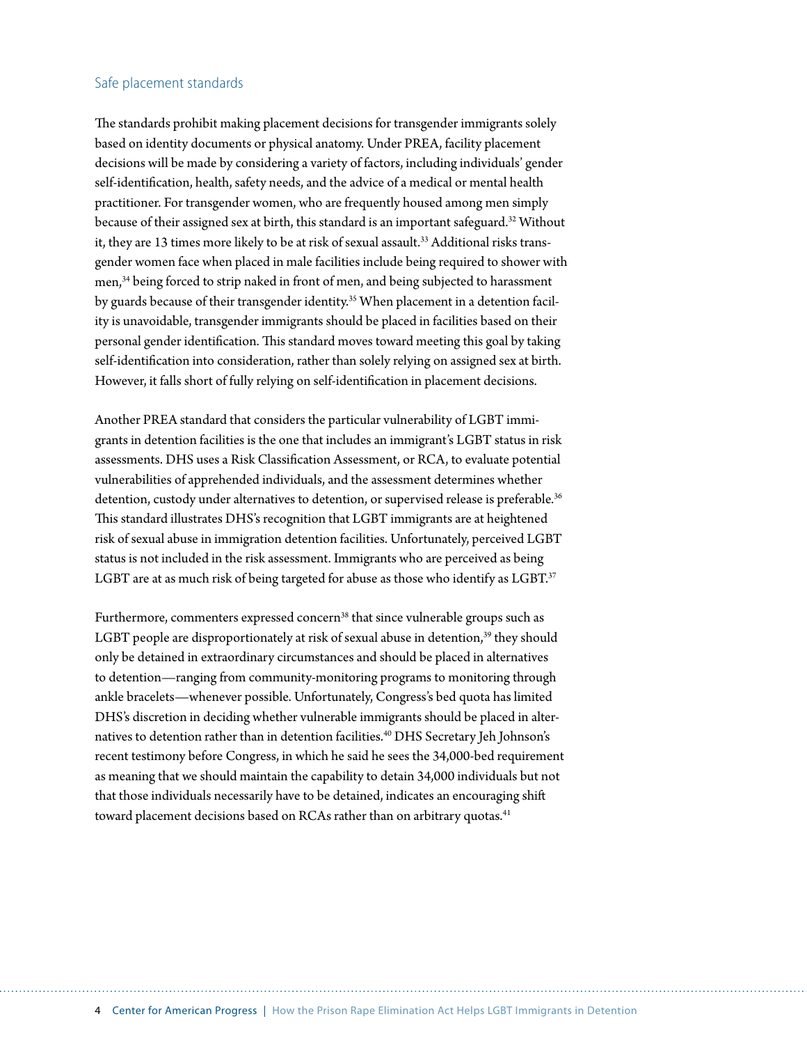## Safe placement standards

The standards prohibit making placement decisions for transgender immigrants solely based on identity documents or physical anatomy. Under PREA, facility placement decisions will be made by considering a variety of factors, including individuals' gender self-identification, health, safety needs, and the advice of a medical or mental health practitioner. For transgender women, who are frequently housed among men simply because of their assigned sex at birth, this standard is an important safeguard.[32] Without it, they are 13 times more likely to be at risk of sexual assault.[33] Additional risks transgender women face when placed in male facilities include being required to shower with men,[34] being forced to strip naked in front of men, and being subjected to harassment by guards because of their transgender identity.[35] When placement in a detention facility is unavoidable, transgender immigrants should be placed in facilities based on their personal gender identification. This standard moves toward meeting this goal by taking self-identification into consideration, rather than solely relying on assigned sex at birth. However, it falls short of fully relying on self-identification in placement decisions.

Another PREA standard that considers the particular vulnerability of LGBT immigrants in detention facilities is the one that includes an immigrant's LGBT status in risk assessments. DHS uses a Risk Classification Assessment, or RCA, to evaluate potential vulnerabilities of apprehended individuals, and the assessment determines whether detention, custody under alternatives to detention, or supervised release is preferable.[36] This standard illustrates DHS's recognition that LGBT immigrants are at heightened risk of sexual abuse in immigration detention facilities. Unfortunately, perceived LGBT status is not included in the risk assessment. Immigrants who are perceived as being LGBT are at as much risk of being targeted for abuse as those who identify as LGBT.[37]

Furthermore, commenters expressed concern[38] that since vulnerable groups such as LGBT people are disproportionately at risk of sexual abuse in detention,[39] they should only be detained in extraordinary circumstances and should be placed in alternatives to detention—ranging from community-monitoring programs to monitoring through ankle bracelets—whenever possible. Unfortunately, Congress's bed quota has limited DHS's discretion in deciding whether vulnerable immigrants should be placed in alternatives to detention rather than in detention facilities.[40] DHS Secretary Jeh Johnson's recent testimony before Congress, in which he said he sees the 34,000-bed requirement as meaning that we should maintain the capability to detain 34,000 individuals but not that those individuals necessarily have to be detained, indicates an encouraging shift toward placement decisions based on RCAs rather than on arbitrary quotas.[41]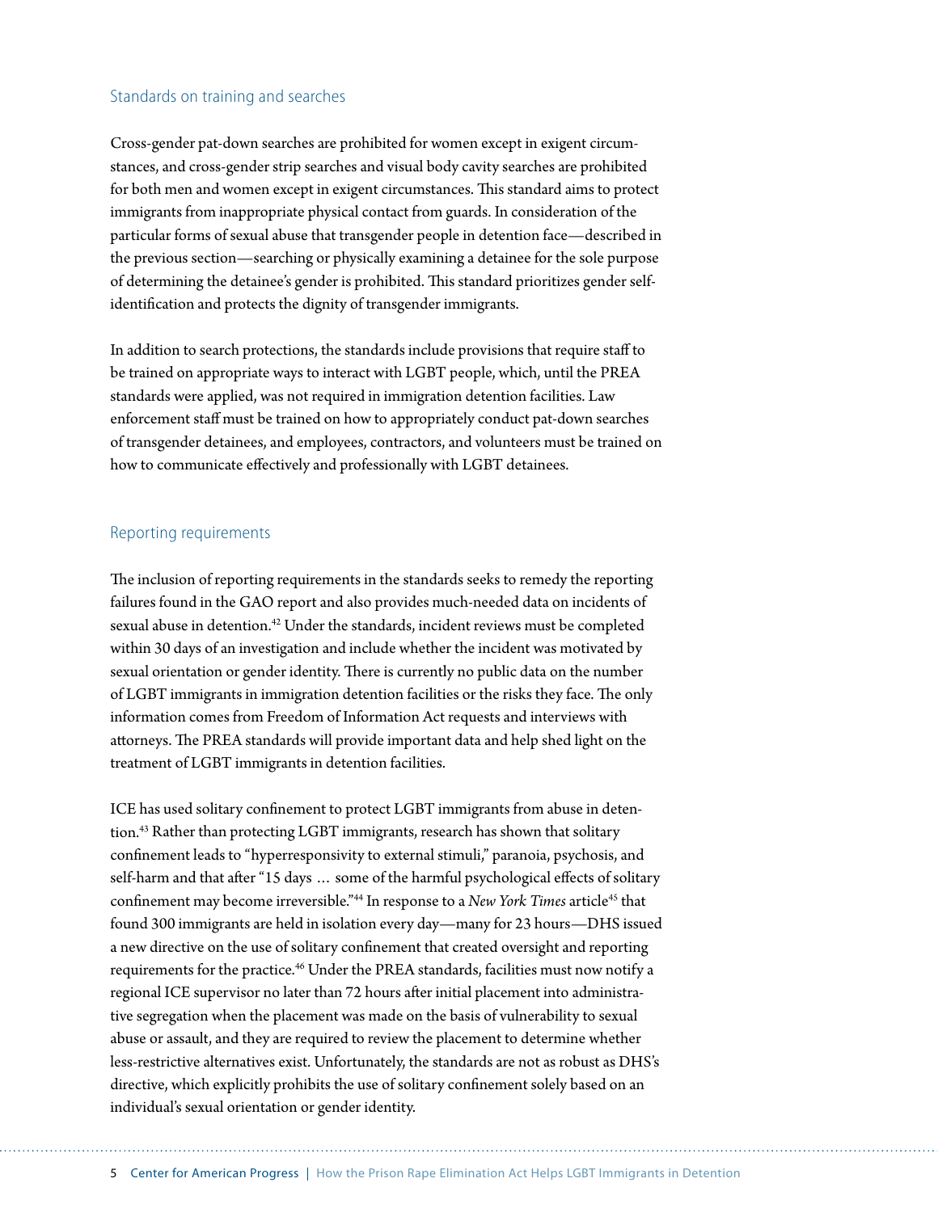## Standards on training and searches

Cross-gender pat-down searches are prohibited for women except in exigent circumstances, and cross-gender strip searches and visual body cavity searches are prohibited for both men and women except in exigent circumstances. This standard aims to protect immigrants from inappropriate physical contact from guards. In consideration of the particular forms of sexual abuse that transgender people in detention face—described in the previous section—searching or physically examining a detainee for the sole purpose of determining the detainee's gender is prohibited. This standard prioritizes gender self-identification and protects the dignity of transgender immigrants.

In addition to search protections, the standards include provisions that require staff to be trained on appropriate ways to interact with LGBT people, which, until the PREA standards were applied, was not required in immigration detention facilities. Law enforcement staff must be trained on how to appropriately conduct pat-down searches of transgender detainees, and employees, contractors, and volunteers must be trained on how to communicate effectively and professionally with LGBT detainees.

## Reporting requirements

The inclusion of reporting requirements in the standards seeks to remedy the reporting failures found in the GAO report and also provides much-needed data on incidents of sexual abuse in detention.[42] Under the standards, incident reviews must be completed within 30 days of an investigation and include whether the incident was motivated by sexual orientation or gender identity. There is currently no public data on the number of LGBT immigrants in immigration detention facilities or the risks they face. The only information comes from Freedom of Information Act requests and interviews with attorneys. The PREA standards will provide important data and help shed light on the treatment of LGBT immigrants in detention facilities.

ICE has used solitary confinement to protect LGBT immigrants from abuse in detention.[43] Rather than protecting LGBT immigrants, research has shown that solitary confinement leads to "hyperresponsivity to external stimuli," paranoia, psychosis, and self-harm and that after "15 days … some of the harmful psychological effects of solitary confinement may become irreversible."[44] In response to a *New York Times* article[45] that found 300 immigrants are held in isolation every day—many for 23 hours—DHS issued a new directive on the use of solitary confinement that created oversight and reporting requirements for the practice.[46] Under the PREA standards, facilities must now notify a regional ICE supervisor no later than 72 hours after initial placement into administrative segregation when the placement was made on the basis of vulnerability to sexual abuse or assault, and they are required to review the placement to determine whether less-restrictive alternatives exist. Unfortunately, the standards are not as robust as DHS's directive, which explicitly prohibits the use of solitary confinement solely based on an individual's sexual orientation or gender identity.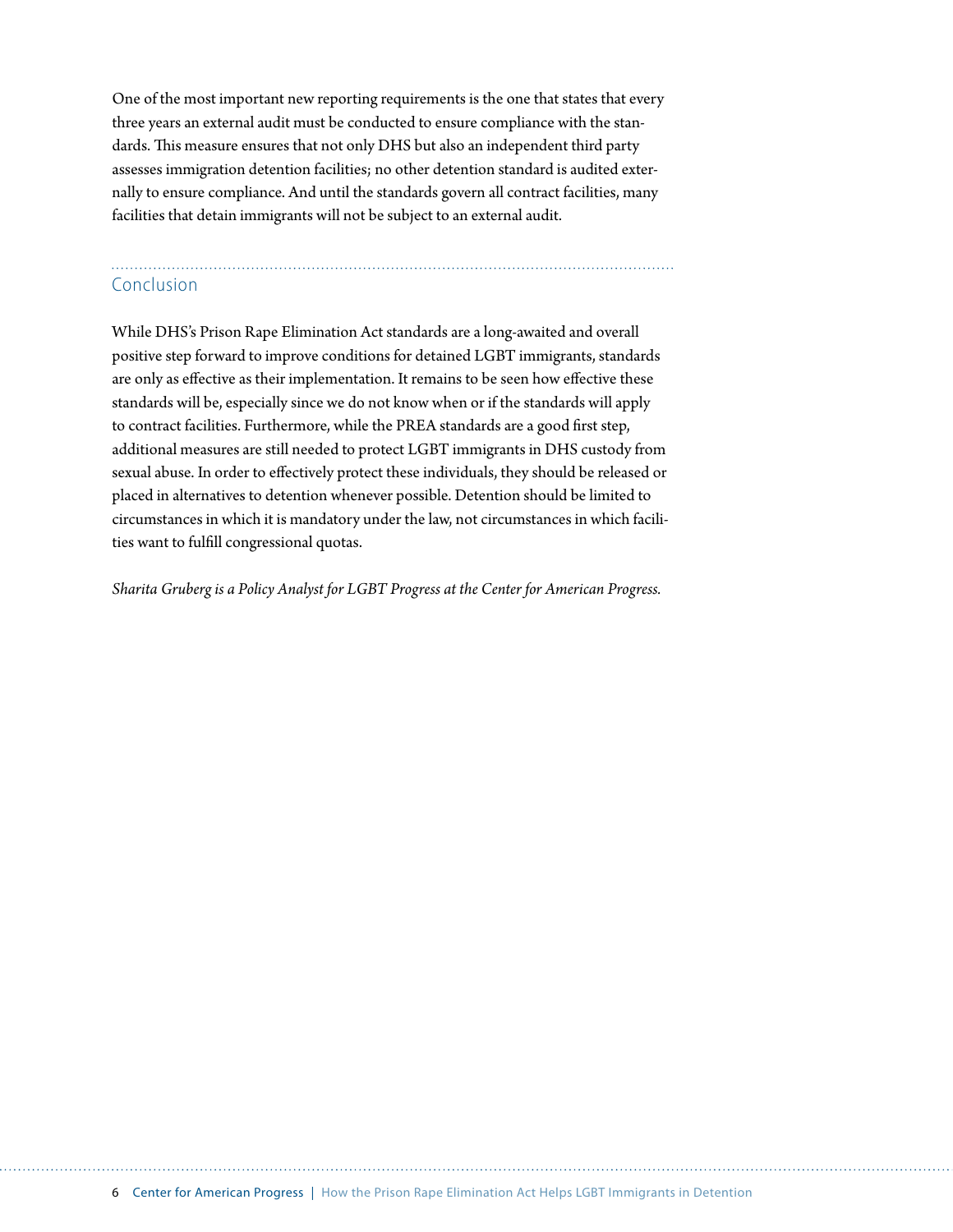One of the most important new reporting requirements is the one that states that every three years an external audit must be conducted to ensure compliance with the standards. This measure ensures that not only DHS but also an independent third party assesses immigration detention facilities; no other detention standard is audited externally to ensure compliance. And until the standards govern all contract facilities, many facilities that detain immigrants will not be subject to an external audit.

## Conclusion

While DHS's Prison Rape Elimination Act standards are a long-awaited and overall positive step forward to improve conditions for detained LGBT immigrants, standards are only as effective as their implementation. It remains to be seen how effective these standards will be, especially since we do not know when or if the standards will apply to contract facilities. Furthermore, while the PREA standards are a good first step, additional measures are still needed to protect LGBT immigrants in DHS custody from sexual abuse. In order to effectively protect these individuals, they should be released or placed in alternatives to detention whenever possible. Detention should be limited to circumstances in which it is mandatory under the law, not circumstances in which facilities want to fulfill congressional quotas.

*Sharita Gruberg is a Policy Analyst for LGBT Progress at the Center for American Progress.*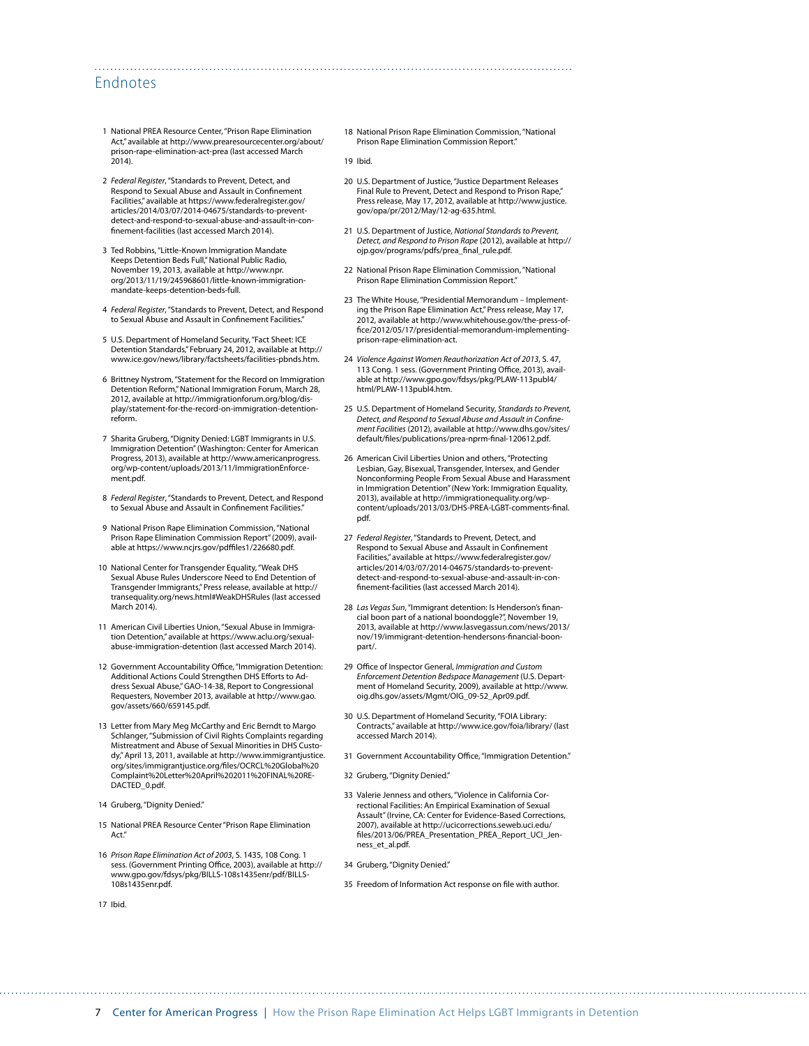## Endnotes

1. National PREA Resource Center, "Prison Rape Elimination Act," available at http://www.prearesourcecenter.org/about/prison-rape-elimination-act-prea (last accessed March 2014).
2. *Federal Register*, "Standards to Prevent, Detect, and Respond to Sexual Abuse and Assault in Confinement Facilities," available at https://www.federalregister.gov/articles/2014/03/07/2014-04675/standards-to-prevent-detect-and-respond-to-sexual-abuse-and-assault-in-confinement-facilities (last accessed March 2014).
3. Ted Robbins, "Little-Known Immigration Mandate Keeps Detention Beds Full," National Public Radio, November 19, 2013, available at http://www.npr.org/2013/11/19/245968601/little-known-immigration-mandate-keeps-detention-beds-full.
4. *Federal Register*, "Standards to Prevent, Detect, and Respond to Sexual Abuse and Assault in Confinement Facilities."
5. U.S. Department of Homeland Security, "Fact Sheet: ICE Detention Standards," February 24, 2012, available at http://www.ice.gov/news/library/factsheets/facilities-pbnds.htm.
6. Brittney Nystrom, "Statement for the Record on Immigration Detention Reform," National Immigration Forum, March 28, 2012, available at http://immigrationforum.org/blog/display/statement-for-the-record-on-immigration-detention-reform.
7. Sharita Gruberg, "Dignity Denied: LGBT Immigrants in U.S. Immigration Detention" (Washington: Center for American Progress, 2013), available at http://www.americanprogress.org/wp-content/uploads/2013/11/ImmigrationEnforcement.pdf.
8. *Federal Register*, "Standards to Prevent, Detect, and Respond to Sexual Abuse and Assault in Confinement Facilities."
9. National Prison Rape Elimination Commission, "National Prison Rape Elimination Commission Report" (2009), available at https://www.ncjrs.gov/pdffiles1/226680.pdf.
10. National Center for Transgender Equality, "Weak DHS Sexual Abuse Rules Underscore Need to End Detention of Transgender Immigrants," Press release, available at http://transequality.org/news.html#WeakDHSRules (last accessed March 2014).
11. American Civil Liberties Union, "Sexual Abuse in Immigration Detention," available at https://www.aclu.org/sexual-abuse-immigration-detention (last accessed March 2014).
12. Government Accountability Office, "Immigration Detention: Additional Actions Could Strengthen DHS Efforts to Address Sexual Abuse," GAO-14-38, Report to Congressional Requesters, November 2013, available at http://www.gao.gov/assets/660/659145.pdf.
13. Letter from Mary Meg McCarthy and Eric Berndt to Margo Schlanger, "Submission of Civil Rights Complaints regarding Mistreatment and Abuse of Sexual Minorities in DHS Custody," April 13, 2011, available at http://www.immigrantjustice.org/sites/immigrantjustice.org/files/OCRCL%20Global%20Complaint%20Letter%20April%202011%20FINAL%20REDACTED_0.pdf.
14. Gruberg, "Dignity Denied."
15. National PREA Resource Center "Prison Rape Elimination Act."
16. *Prison Rape Elimination Act of 2003*, S. 1435, 108 Cong. 1 sess. (Government Printing Office, 2003), available at http://www.gpo.gov/fdsys/pkg/BILLS-108s1435enr/pdf/BILLS-108s1435enr.pdf.
17. Ibid.
18. National Prison Rape Elimination Commission, "National Prison Rape Elimination Commission Report."
19. Ibid.
20. U.S. Department of Justice, "Justice Department Releases Final Rule to Prevent, Detect and Respond to Prison Rape," Press release, May 17, 2012, available at http://www.justice.gov/opa/pr/2012/May/12-ag-635.html.
21. U.S. Department of Justice, *National Standards to Prevent, Detect, and Respond to Prison Rape* (2012), available at http://ojp.gov/programs/pdfs/prea_final_rule.pdf.
22. National Prison Rape Elimination Commission, "National Prison Rape Elimination Commission Report."
23. The White House, "Presidential Memorandum – Implementing the Prison Rape Elimination Act," Press release, May 17, 2012, available at http://www.whitehouse.gov/the-press-office/2012/05/17/presidential-memorandum-implementing-prison-rape-elimination-act.
24. *Violence Against Women Reauthorization Act of 2013*, S. 47, 113 Cong. 1 sess. (Government Printing Office, 2013), available at http://www.gpo.gov/fdsys/pkg/PLAW-113publ4/html/PLAW-113publ4.htm.
25. U.S. Department of Homeland Security, *Standards to Prevent, Detect, and Respond to Sexual Abuse and Assault in Confinement Facilities* (2012), available at http://www.dhs.gov/sites/default/files/publications/prea-nprm-final-120612.pdf.
26. American Civil Liberties Union and others, "Protecting Lesbian, Gay, Bisexual, Transgender, Intersex, and Gender Nonconforming People From Sexual Abuse and Harassment in Immigration Detention" (New York: Immigration Equality, 2013), available at http://immigrationequality.org/wp-content/uploads/2013/03/DHS-PREA-LGBT-comments-final.pdf.
27. *Federal Register*, "Standards to Prevent, Detect, and Respond to Sexual Abuse and Assault in Confinement Facilities," available at https://www.federalregister.gov/articles/2014/03/07/2014-04675/standards-to-prevent-detect-and-respond-to-sexual-abuse-and-assault-in-confinement-facilities (last accessed March 2014).
28. *Las Vegas Sun*, "Immigrant detention: Is Henderson's financial boon part of a national boondoggle?", November 19, 2013, available at http://www.lasvegassun.com/news/2013/nov/19/immigrant-detention-hendersons-financial-boon-part/.
29. Office of Inspector General, *Immigration and Custom Enforcement Detention Bedspace Management* (U.S. Department of Homeland Security, 2009), available at http://www.oig.dhs.gov/assets/Mgmt/OIG_09-52_Apr09.pdf.
30. U.S. Department of Homeland Security, "FOIA Library: Contracts," available at http://www.ice.gov/foia/library/ (last accessed March 2014).
31. Government Accountability Office, "Immigration Detention."
32. Gruberg, "Dignity Denied."
33. Valerie Jenness and others, "Violence in California Correctional Facilities: An Empirical Examination of Sexual Assault" (Irvine, CA: Center for Evidence-Based Corrections, 2007), available at http://ucicorrections.seweb.uci.edu/files/2013/06/PREA_Presentation_PREA_Report_UCI_Jenness_et_al.pdf.
34. Gruberg, "Dignity Denied."
35. Freedom of Information Act response on file with author.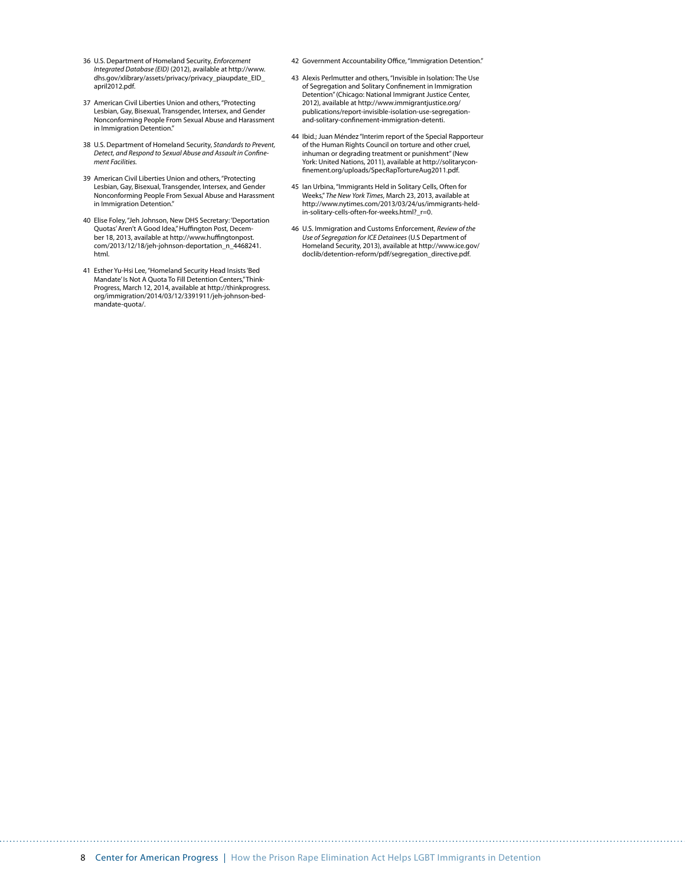36 U.S. Department of Homeland Security, *Enforcement Integrated Database (EID)* (2012), available at http://www.dhs.gov/xlibrary/assets/privacy/privacy_piaupdate_EID_april2012.pdf.

37 American Civil Liberties Union and others, "Protecting Lesbian, Gay, Bisexual, Transgender, Intersex, and Gender Nonconforming People From Sexual Abuse and Harassment in Immigration Detention."

38 U.S. Department of Homeland Security, *Standards to Prevent, Detect, and Respond to Sexual Abuse and Assault in Confinement Facilities.*

39 American Civil Liberties Union and others, "Protecting Lesbian, Gay, Bisexual, Transgender, Intersex, and Gender Nonconforming People From Sexual Abuse and Harassment in Immigration Detention."

40 Elise Foley, "Jeh Johnson, New DHS Secretary: 'Deportation Quotas' Aren't A Good Idea," Huffington Post, December 18, 2013, available at http://www.huffingtonpost.com/2013/12/18/jeh-johnson-deportation_n_4468241.html.

41 Esther Yu-Hsi Lee, "Homeland Security Head Insists 'Bed Mandate' Is Not A Quota To Fill Detention Centers," ThinkProgress, March 12, 2014, available at http://thinkprogress.org/immigration/2014/03/12/3391911/jeh-johnson-bed-mandate-quota/.

42 Government Accountability Office, "Immigration Detention."

43 Alexis Perlmutter and others, "Invisible in Isolation: The Use of Segregation and Solitary Confinement in Immigration Detention" (Chicago: National Immigrant Justice Center, 2012), available at http://www.immigrantjustice.org/publications/report-invisible-isolation-use-segregation-and-solitary-confinement-immigration-detenti.

44 Ibid.; Juan Méndez "Interim report of the Special Rapporteur of the Human Rights Council on torture and other cruel, inhuman or degrading treatment or punishment" (New York: United Nations, 2011), available at http://solitaryconfinement.org/uploads/SpecRapTortureAug2011.pdf.

45 Ian Urbina, "Immigrants Held in Solitary Cells, Often for Weeks," *The New York Times*, March 23, 2013, available at http://www.nytimes.com/2013/03/24/us/immigrants-held-in-solitary-cells-often-for-weeks.html?_r=0.

46 U.S. Immigration and Customs Enforcement, *Review of the Use of Segregation for ICE Detainees* (U.S Department of Homeland Security, 2013), available at http://www.ice.gov/doclib/detention-reform/pdf/segregation_directive.pdf.